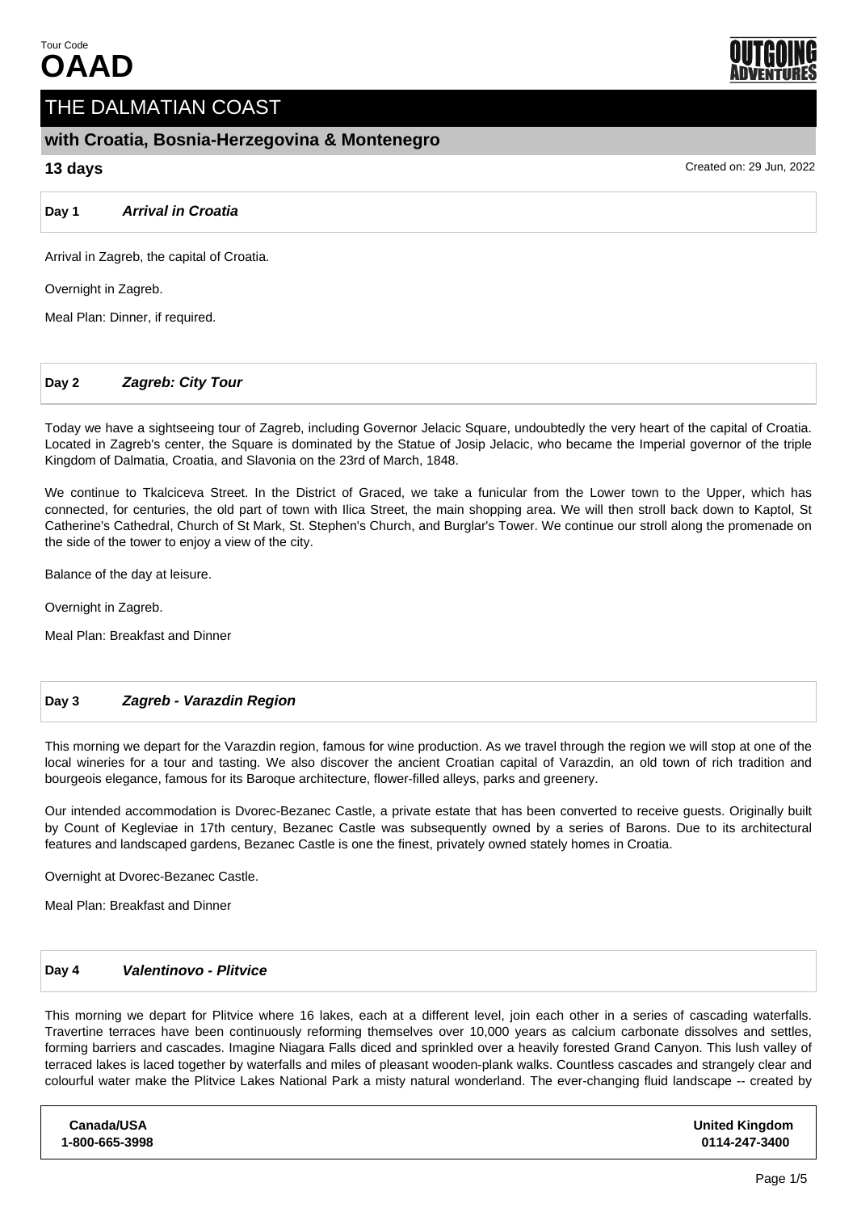Tour Code

# OAAD

# THE DALMATIAN COAST

## with Croatia, Bosnia-Herzegovina & Montenegro

**13 days**

Created on: 29 Jun, 2022

### Day 1 *Arrival in Croatia*

Arrival in Zagreb, the capital of Croatia.

Overnight in Zagreb.

Meal Plan: Dinner, if required.

### Day 2 *Zagreb: City Tour*

Today we have a sightseeing tour of Zagreb, including Governor Jelacic Square, undoubtedly the very heart of the capital of Croatia. Located in Zagreb's center, the Square is dominated by the Statue of Josip Jelacic, who became the Imperial governor of the triple Kingdom of Dalmatia, Croatia, and Slavonia on the 23rd of March, 1848.

We continue to Tkalciceva Street. In the District of Graced, we take a funicular from the Lower town to the Upper, which has connected, for centuries, the old part of town with Ilica Street, the main shopping area. We will then stroll back down to Kaptol, St Catherine's Cathedral, Church of St Mark, St. Stephen's Church, and Burglar's Tower. We continue our stroll along the promenade on the side of the tower to enjoy a view of the city.

Balance of the day at leisure.

Overnight in Zagreb.

Meal Plan: Breakfast and Dinner

### Day 3 *Zagreb - Varazdin Region*

This morning we depart for the Varazdin region, famous for wine production. As we travel through the region we will stop at one of the local wineries for a tour and tasting. We also discover the ancient Croatian capital of Varazdin, an old town of rich tradition and bourgeois elegance, famous for its Baroque architecture, flower-filled alleys, parks and greenery.

Our intended accommodation is Dvorec-Bezanec Castle, a private estate that has been converted to receive guests. Originally built by Count of Kegleviae in 17th century, Bezanec Castle was subsequently owned by a series of Barons. Due to its architectural features and landscaped gardens, Bezanec Castle is one the finest, privately owned stately homes in Croatia.

Overnight at Dvorec-Bezanec Castle.

Meal Plan: Breakfast and Dinner

### Day 4 *Valentinovo - Plitvice*

This morning we depart for Plitvice where 16 lakes, each at a different level, join each other in a series of cascading waterfalls. Travertine terraces have been continuously reforming themselves over 10,000 years as calcium carbonate dissolves and settles, forming barriers and cascades. Imagine Niagara Falls diced and sprinkled over a heavily forested Grand Canyon. This lush valley of terraced lakes is laced together by waterfalls and miles of pleasant wooden-plank walks. Countless cascades and strangely clear and colourful water make the Plitvice Lakes National Park a misty natural wonderland. The ever-changing fluid landscape -- created by

| Canada/USA | United Kingdom |
| --- | --- |
| 1-800-665-3998 | 0114-247-3400 |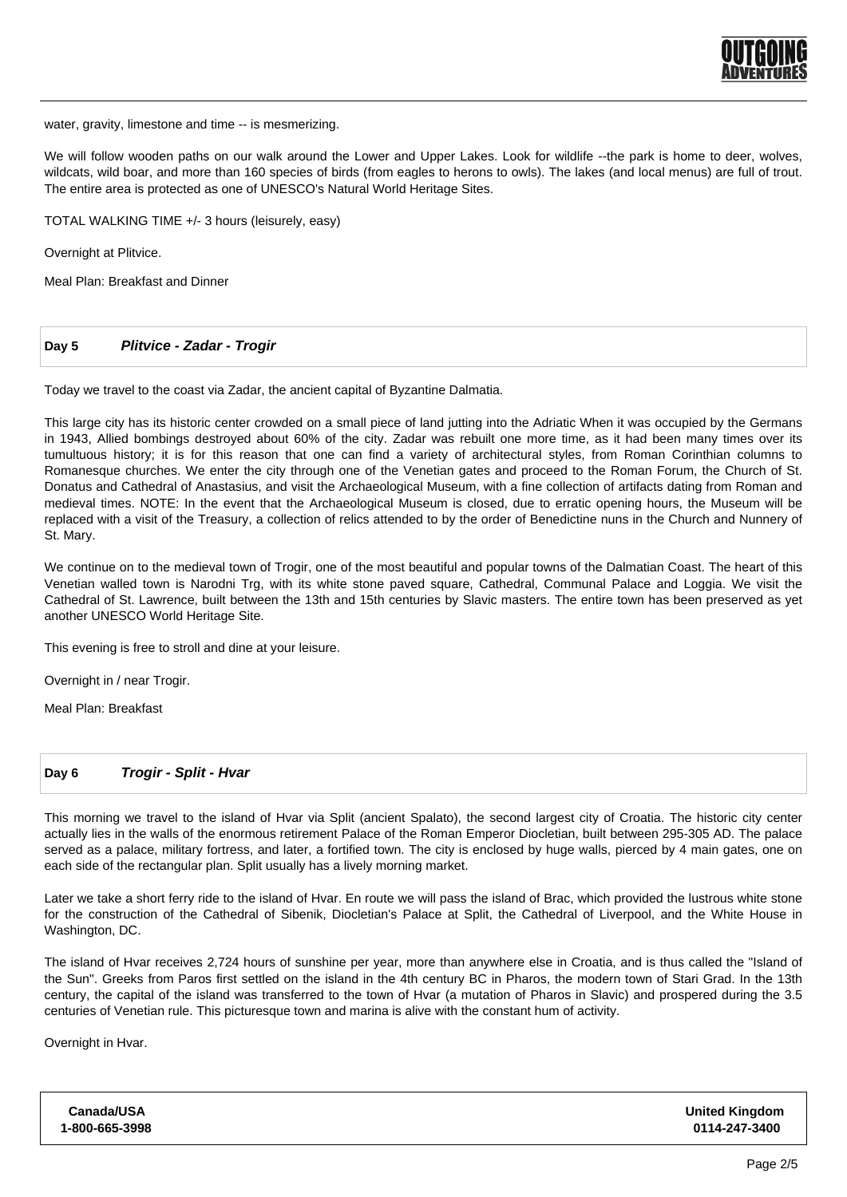water, gravity, limestone and time -- is mesmerizing.

We will follow wooden paths on our walk around the Lower and Upper Lakes. Look for wildlife --the park is home to deer, wolves, wildcats, wild boar, and more than 160 species of birds (from eagles to herons to owls). The lakes (and local menus) are full of trout. The entire area is protected as one of UNESCO's Natural World Heritage Sites.

TOTAL WALKING TIME +/- 3 hours (leisurely, easy)

Overnight at Plitvice.

Meal Plan: Breakfast and Dinner

## Day 5 *Plitvice - Zadar - Trogir*

Today we travel to the coast via Zadar, the ancient capital of Byzantine Dalmatia.

This large city has its historic center crowded on a small piece of land jutting into the Adriatic When it was occupied by the Germans in 1943, Allied bombings destroyed about 60% of the city. Zadar was rebuilt one more time, as it had been many times over its tumultuous history; it is for this reason that one can find a variety of architectural styles, from Roman Corinthian columns to Romanesque churches. We enter the city through one of the Venetian gates and proceed to the Roman Forum, the Church of St. Donatus and Cathedral of Anastasius, and visit the Archaeological Museum, with a fine collection of artifacts dating from Roman and medieval times. NOTE: In the event that the Archaeological Museum is closed, due to erratic opening hours, the Museum will be replaced with a visit of the Treasury, a collection of relics attended to by the order of Benedictine nuns in the Church and Nunnery of St. Mary.

We continue on to the medieval town of Trogir, one of the most beautiful and popular towns of the Dalmatian Coast. The heart of this Venetian walled town is Narodni Trg, with its white stone paved square, Cathedral, Communal Palace and Loggia. We visit the Cathedral of St. Lawrence, built between the 13th and 15th centuries by Slavic masters. The entire town has been preserved as yet another UNESCO World Heritage Site.

This evening is free to stroll and dine at your leisure.

Overnight in / near Trogir.

Meal Plan: Breakfast

## Day 6 *Trogir - Split - Hvar*

This morning we travel to the island of Hvar via Split (ancient Spalato), the second largest city of Croatia. The historic city center actually lies in the walls of the enormous retirement Palace of the Roman Emperor Diocletian, built between 295-305 AD. The palace served as a palace, military fortress, and later, a fortified town. The city is enclosed by huge walls, pierced by 4 main gates, one on each side of the rectangular plan. Split usually has a lively morning market.

Later we take a short ferry ride to the island of Hvar. En route we will pass the island of Brac, which provided the lustrous white stone for the construction of the Cathedral of Sibenik, Diocletian's Palace at Split, the Cathedral of Liverpool, and the White House in Washington, DC.

The island of Hvar receives 2,724 hours of sunshine per year, more than anywhere else in Croatia, and is thus called the "Island of the Sun". Greeks from Paros first settled on the island in the 4th century BC in Pharos, the modern town of Stari Grad. In the 13th century, the capital of the island was transferred to the town of Hvar (a mutation of Pharos in Slavic) and prospered during the 3.5 centuries of Venetian rule. This picturesque town and marina is alive with the constant hum of activity.

Overnight in Hvar.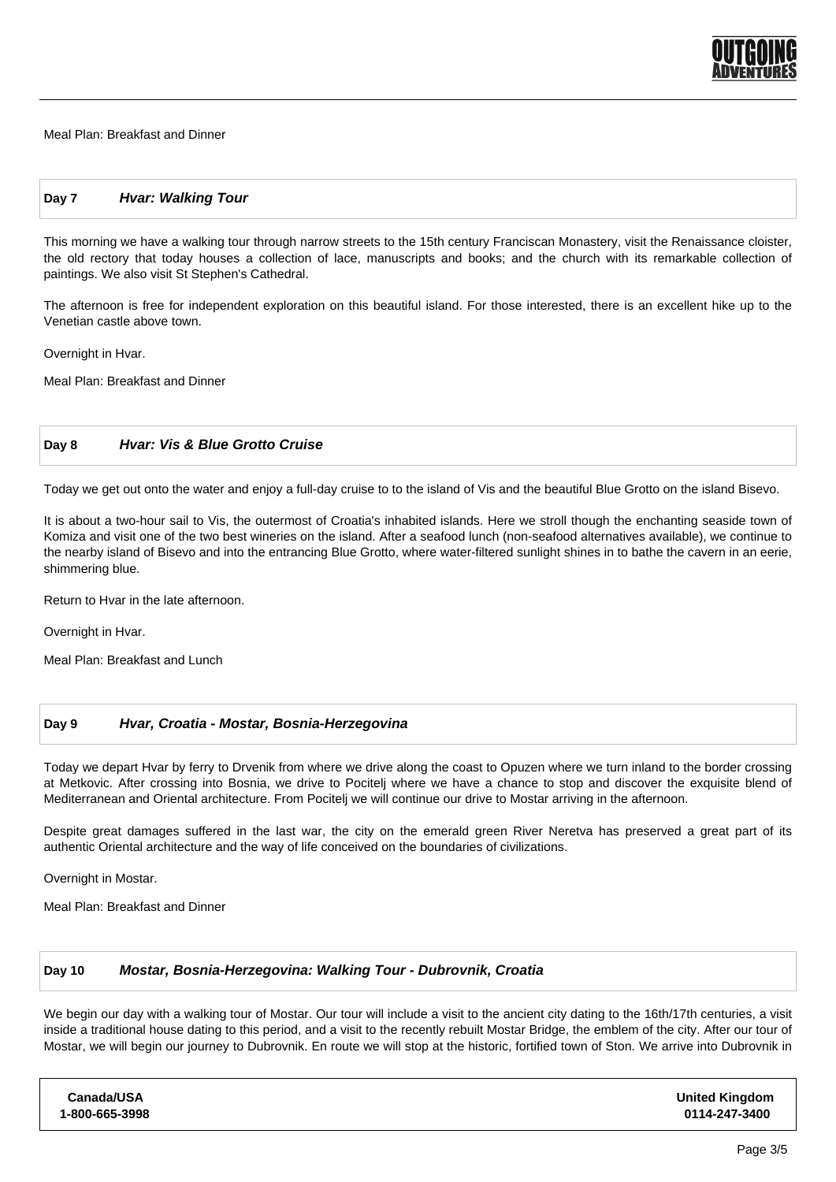Meal Plan: Breakfast and Dinner

### Day 7 *Hvar: Walking Tour*

This morning we have a walking tour through narrow streets to the 15th century Franciscan Monastery, visit the Renaissance cloister, the old rectory that today houses a collection of lace, manuscripts and books; and the church with its remarkable collection of paintings. We also visit St Stephen's Cathedral.

The afternoon is free for independent exploration on this beautiful island. For those interested, there is an excellent hike up to the Venetian castle above town.

Overnight in Hvar.

Meal Plan: Breakfast and Dinner

### Day 8 *Hvar: Vis & Blue Grotto Cruise*

Today we get out onto the water and enjoy a full-day cruise to to the island of Vis and the beautiful Blue Grotto on the island Bisevo.

It is about a two-hour sail to Vis, the outermost of Croatia's inhabited islands. Here we stroll though the enchanting seaside town of Komiza and visit one of the two best wineries on the island. After a seafood lunch (non-seafood alternatives available), we continue to the nearby island of Bisevo and into the entrancing Blue Grotto, where water-filtered sunlight shines in to bathe the cavern in an eerie, shimmering blue.

Return to Hvar in the late afternoon.

Overnight in Hvar.

Meal Plan: Breakfast and Lunch

### Day 9 *Hvar, Croatia - Mostar, Bosnia-Herzegovina*

Today we depart Hvar by ferry to Drvenik from where we drive along the coast to Opuzen where we turn inland to the border crossing at Metkovic. After crossing into Bosnia, we drive to Pocitelj where we have a chance to stop and discover the exquisite blend of Mediterranean and Oriental architecture. From Pocitelj we will continue our drive to Mostar arriving in the afternoon.

Despite great damages suffered in the last war, the city on the emerald green River Neretva has preserved a great part of its authentic Oriental architecture and the way of life conceived on the boundaries of civilizations.

Overnight in Mostar.

Meal Plan: Breakfast and Dinner

### Day 10 *Mostar, Bosnia-Herzegovina: Walking Tour - Dubrovnik, Croatia*

We begin our day with a walking tour of Mostar. Our tour will include a visit to the ancient city dating to the 16th/17th centuries, a visit inside a traditional house dating to this period, and a visit to the recently rebuilt Mostar Bridge, the emblem of the city. After our tour of Mostar, we will begin our journey to Dubrovnik. En route we will stop at the historic, fortified town of Ston. We arrive into Dubrovnik in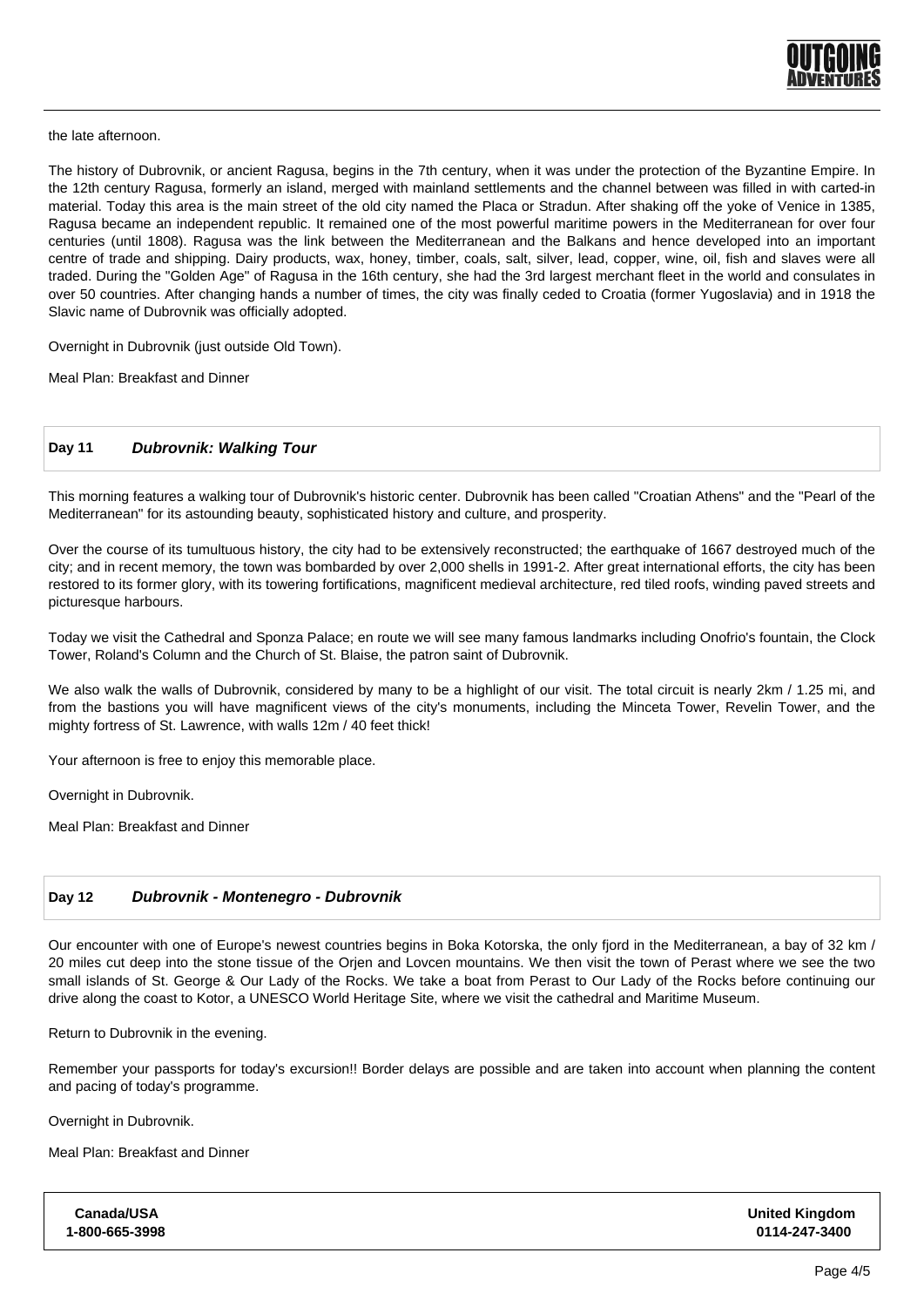the late afternoon.

The history of Dubrovnik, or ancient Ragusa, begins in the 7th century, when it was under the protection of the Byzantine Empire. In the 12th century Ragusa, formerly an island, merged with mainland settlements and the channel between was filled in with carted-in material. Today this area is the main street of the old city named the Placa or Stradun. After shaking off the yoke of Venice in 1385, Ragusa became an independent republic. It remained one of the most powerful maritime powers in the Mediterranean for over four centuries (until 1808). Ragusa was the link between the Mediterranean and the Balkans and hence developed into an important centre of trade and shipping. Dairy products, wax, honey, timber, coals, salt, silver, lead, copper, wine, oil, fish and slaves were all traded. During the "Golden Age" of Ragusa in the 16th century, she had the 3rd largest merchant fleet in the world and consulates in over 50 countries. After changing hands a number of times, the city was finally ceded to Croatia (former Yugoslavia) and in 1918 the Slavic name of Dubrovnik was officially adopted.

Overnight in Dubrovnik (just outside Old Town).

Meal Plan: Breakfast and Dinner

## Day 11 *Dubrovnik: Walking Tour*

This morning features a walking tour of Dubrovnik's historic center. Dubrovnik has been called "Croatian Athens" and the "Pearl of the Mediterranean" for its astounding beauty, sophisticated history and culture, and prosperity.

Over the course of its tumultuous history, the city had to be extensively reconstructed; the earthquake of 1667 destroyed much of the city; and in recent memory, the town was bombarded by over 2,000 shells in 1991-2. After great international efforts, the city has been restored to its former glory, with its towering fortifications, magnificent medieval architecture, red tiled roofs, winding paved streets and picturesque harbours.

Today we visit the Cathedral and Sponza Palace; en route we will see many famous landmarks including Onofrio's fountain, the Clock Tower, Roland's Column and the Church of St. Blaise, the patron saint of Dubrovnik.

We also walk the walls of Dubrovnik, considered by many to be a highlight of our visit. The total circuit is nearly 2km / 1.25 mi, and from the bastions you will have magnificent views of the city's monuments, including the Minceta Tower, Revelin Tower, and the mighty fortress of St. Lawrence, with walls 12m / 40 feet thick!

Your afternoon is free to enjoy this memorable place.

Overnight in Dubrovnik.

Meal Plan: Breakfast and Dinner

## Day 12 *Dubrovnik - Montenegro - Dubrovnik*

Our encounter with one of Europe's newest countries begins in Boka Kotorska, the only fjord in the Mediterranean, a bay of 32 km / 20 miles cut deep into the stone tissue of the Orjen and Lovcen mountains. We then visit the town of Perast where we see the two small islands of St. George & Our Lady of the Rocks. We take a boat from Perast to Our Lady of the Rocks before continuing our drive along the coast to Kotor, a UNESCO World Heritage Site, where we visit the cathedral and Maritime Museum.

Return to Dubrovnik in the evening.

Remember your passports for today's excursion!! Border delays are possible and are taken into account when planning the content and pacing of today's programme.

Overnight in Dubrovnik.

Meal Plan: Breakfast and Dinner

**Canada/USA**
**1-800-665-3998**

**United Kingdom**
**0114-247-3400**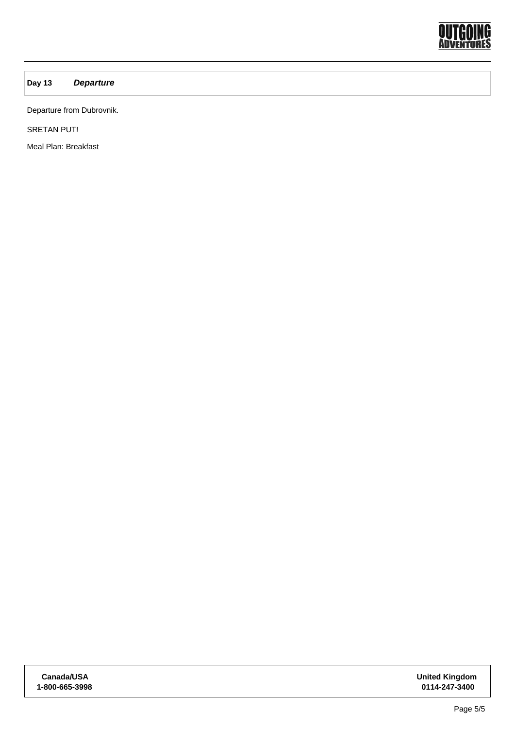**Day 13** ***Departure***

Departure from Dubrovnik.

SRETAN PUT!

Meal Plan: Breakfast

| Canada/USA | United Kingdom |
| --- | --- |
| 1-800-665-3998 | 0114-247-3400 |